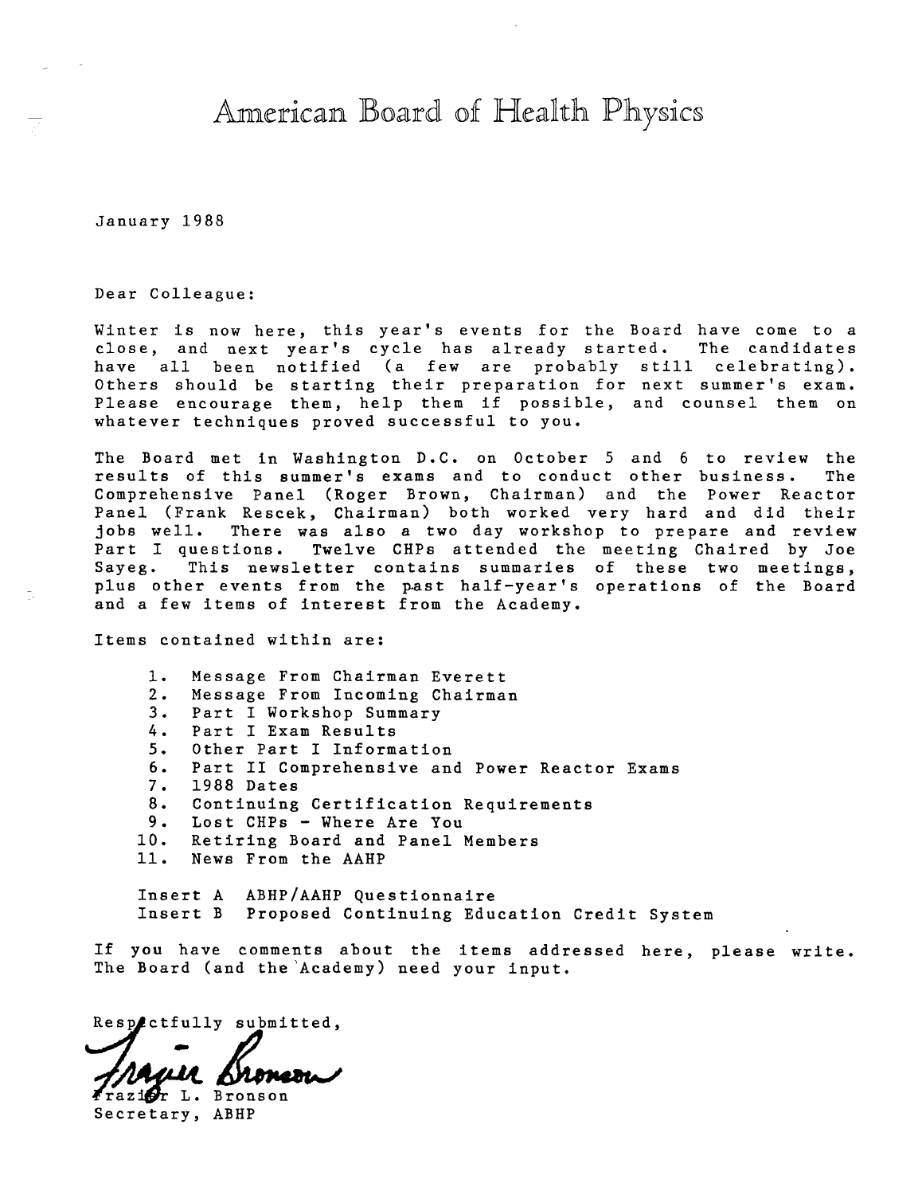# American Board of Health Physics

January 1988

Dear Colleague:

Winter is now here, this year's events for the Board have come to a close, and next year's cycle has already started. The candidates have all been notified (a few are probably still celebrating). Others should be starting their preparation for next summer's exam. Please encourage them, help them if possible, and counsel them on whatever techniques proved successful to you.

The Board met in Washington D.C. on October 5 and 6 to review the results of this summer's exams and to conduct other business. The Comprehensive Panel (Roger Brown, Chairman) and the Power Reactor Panel (Frank Rescek, Chairman) both worked very hard and did their jobs well. There was also a two day workshop to prepare and review Part I questions. Twelve CHPs attended the meeting Chaired by Joe Sayeg. This newsletter contains summaries of these two meetings, plus other events from the past half-year's operations of the Board and a few items of interest from the Academy.

Items contained within are:

1. Message From Chairman Everett
2. Message From Incoming Chairman
3. Part I Workshop Summary
4. Part I Exam Results
5. Other Part I Information
6. Part II Comprehensive and Power Reactor Exams
7. 1988 Dates
8. Continuing Certification Requirements
9. Lost CHPs - Where Are You
10. Retiring Board and Panel Members
11. News From the AAHP

Insert A ABHP/AAHP Questionnaire
Insert B Proposed Continuing Education Credit System

If you have comments about the items addressed here, please write. The Board (and the Academy) need your input.

Respectfully submitted,

Frazier L. Bronson
Secretary, ABHP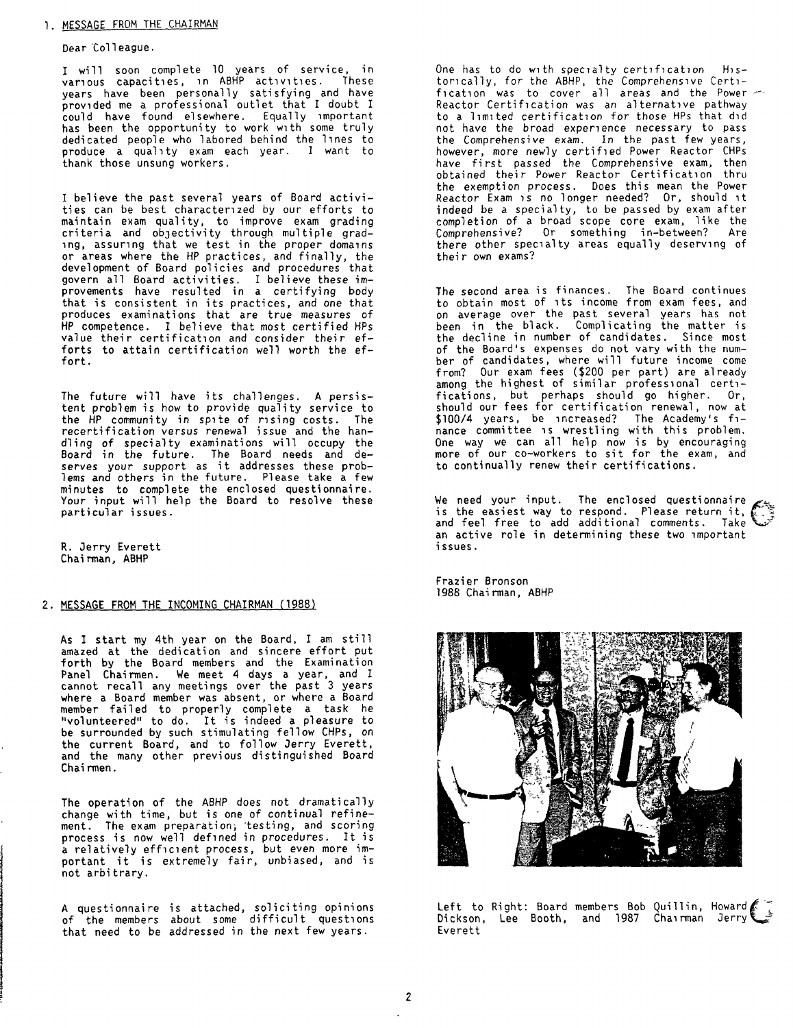## 1. MESSAGE FROM THE CHAIRMAN

Dear Colleague.

I will soon complete 10 years of service, in various capacities, in ABHP activities. These years have been personally satisfying and have provided me a professional outlet that I doubt I could have found elsewhere. Equally important has been the opportunity to work with some truly dedicated people who labored behind the lines to produce a quality exam each year. I want to thank those unsung workers.

I believe the past several years of Board activities can be best characterized by our efforts to maintain exam quality, to improve exam grading criteria and objectivity through multiple grading, assuring that we test in the proper domains or areas where the HP practices, and finally, the development of Board policies and procedures that govern all Board activities. I believe these improvements have resulted in a certifying body that is consistent in its practices, and one that produces examinations that are true measures of HP competence. I believe that most certified HPs value their certification and consider their efforts to attain certification well worth the effort.

The future will have its challenges. A persistent problem is how to provide quality service to the HP community in spite of rising costs. The recertification versus renewal issue and the handling of specialty examinations will occupy the Board in the future. The Board needs and deserves your support as it addresses these problems and others in the future. Please take a few minutes to complete the enclosed questionnaire. Your input will help the Board to resolve these particular issues.

R. Jerry Everett
Chairman, ABHP

## 2. MESSAGE FROM THE INCOMING CHAIRMAN (1988)

As I start my 4th year on the Board, I am still amazed at the dedication and sincere effort put forth by the Board members and the Examination Panel Chairmen. We meet 4 days a year, and I cannot recall any meetings over the past 3 years where a Board member was absent, or where a Board member failed to properly complete a task he "volunteered" to do. It is indeed a pleasure to be surrounded by such stimulating fellow CHPs, on the current Board, and to follow Jerry Everett, and the many other previous distinguished Board Chairmen.

The operation of the ABHP does not dramatically change with time, but is one of continual refinement. The exam preparation, testing, and scoring process is now well defined in procedures. It is a relatively efficient process, but even more important it is extremely fair, unbiased, and is not arbitrary.

A questionnaire is attached, soliciting opinions of the members about some difficult questions that need to be addressed in the next few years.

One has to do with specialty certification. Historically, for the ABHP, the Comprehensive Certification was to cover all areas and the Power Reactor Certification was an alternative pathway to a limited certification for those HPs that did not have the broad experience necessary to pass the Comprehensive exam. In the past few years, however, more newly certified Power Reactor CHPs have first passed the Comprehensive exam, then obtained their Power Reactor Certification thru the exemption process. Does this mean the Power Reactor Exam is no longer needed? Or, should it indeed be a specialty, to be passed by exam after completion of a broad scope core exam, like the Comprehensive? Or something in-between? Are there other specialty areas equally deserving of their own exams?

The second area is finances. The Board continues to obtain most of its income from exam fees, and on average over the past several years has not been in the black. Complicating the matter is the decline in number of candidates. Since most of the Board's expenses do not vary with the number of candidates, where will future income come from? Our exam fees ($200 per part) are already among the highest of similar professional certifications, but perhaps should go higher. Or, should our fees for certification renewal, now at $100/4 years, be increased? The Academy's finance committee is wrestling with this problem. One way we can all help now is by encouraging more of our co-workers to sit for the exam, and to continually renew their certifications.

We need your input. The enclosed questionnaire is the easiest way to respond. Please return it, and feel free to add additional comments. Take an active role in determining these two important issues.

Frazier Bronson
1988 Chairman, ABHP

Left to Right: Board members Bob Quillin, Howard Dickson, Lee Booth, and 1987 Chairman Jerry Everett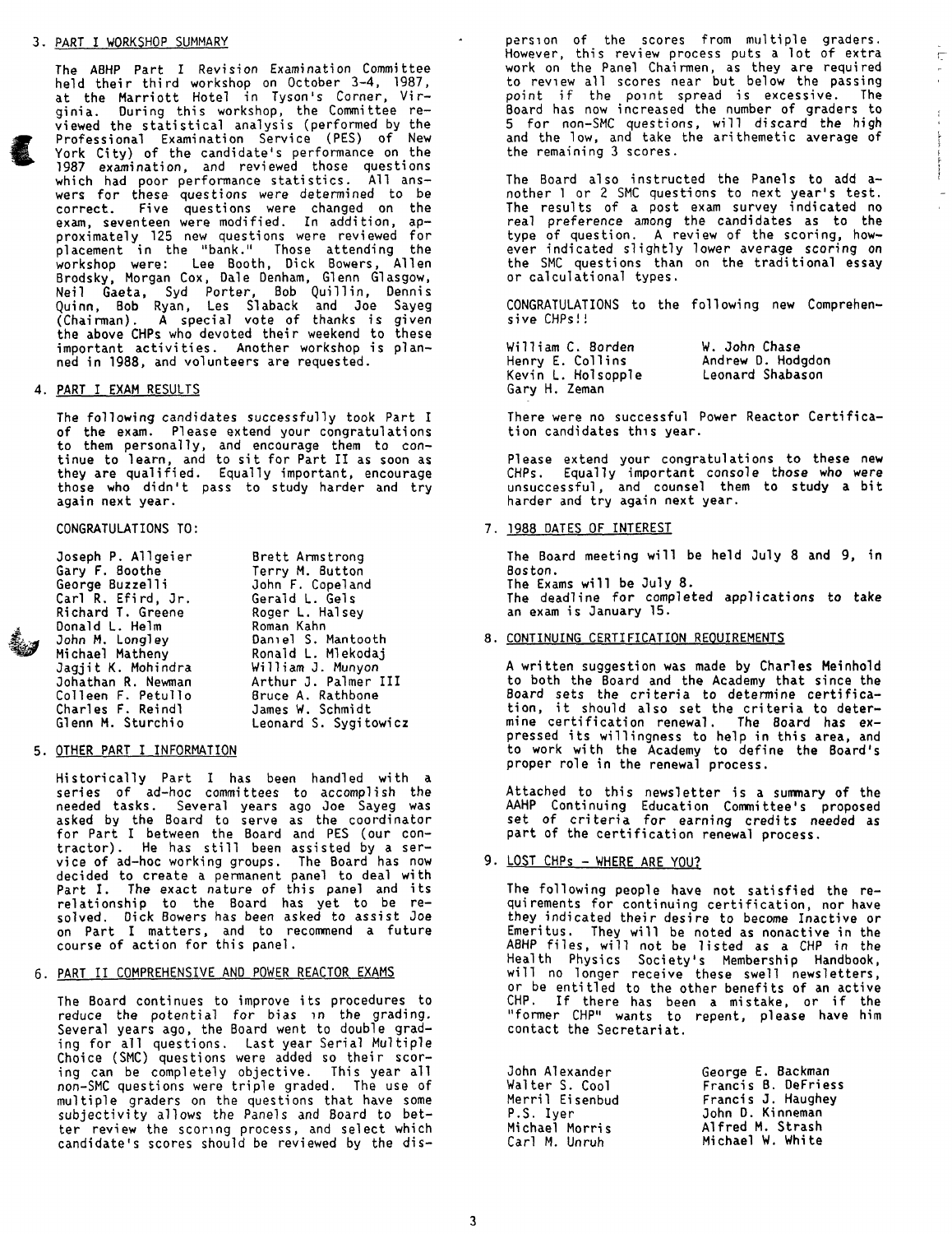## 3. PART I WORKSHOP SUMMARY

The ABHP Part I Revision Examination Committee held their third workshop on October 3-4, 1987, at the Marriott Hotel in Tyson's Corner, Virginia. During this workshop, the Committee reviewed the statistical analysis (performed by the Professional Examination Service (PES) of New York City) of the candidate's performance on the 1987 examination, and reviewed those questions which had poor performance statistics. All answers for these questions were determined to be correct. Five questions were changed on the exam, seventeen were modified. In addition, approximately 125 new questions were reviewed for placement in the "bank." Those attending the workshop were: Lee Booth, Dick Bowers, Allen Brodsky, Morgan Cox, Dale Denham, Glenn Glasgow, Neil Gaeta, Syd Porter, Bob Quillin, Dennis Quinn, Bob Ryan, Les Slaback and Joe Sayeg (Chairman). A special vote of thanks is given the above CHPs who devoted their weekend to these important activities. Another workshop is planned in 1988, and volunteers are requested.

## 4. PART I EXAM RESULTS

The following candidates successfully took Part I of the exam. Please extend your congratulations to them personally, and encourage them to continue to learn, and to sit for Part II as soon as they are qualified. Equally important, encourage those who didn't pass to study harder and try again next year.

CONGRATULATIONS TO:

| | |
|---|---|
| Joseph P. Allgeier | Brett Armstrong |
| Gary F. Boothe | Terry M. Button |
| George Buzzelli | John F. Copeland |
| Carl R. Efird, Jr. | Gerald L. Gels |
| Richard T. Greene | Roger L. Halsey |
| Donald L. Helm | Roman Kahn |
| John M. Longley | Daniel S. Mantooth |
| Michael Matheny | Ronald L. Mlekodaj |
| Jagjit K. Mohindra | William J. Munyon |
| Johathan R. Newman | Arthur J. Palmer III |
| Colleen F. Petullo | Bruce A. Rathbone |
| Charles F. Reindl | James W. Schmidt |
| Glenn M. Sturchio | Leonard S. Sygitowicz |

## 5. OTHER PART I INFORMATION

Historically Part I has been handled with a series of ad-hoc committees to accomplish the needed tasks. Several years ago Joe Sayeg was asked by the Board to serve as the coordinator for Part I between the Board and PES (our contractor). He has still been assisted by a service of ad-hoc working groups. The Board has now decided to create a permanent panel to deal with Part I. The exact nature of this panel and its relationship to the Board has yet to be resolved. Dick Bowers has been asked to assist Joe on Part I matters, and to recommend a future course of action for this panel.

## 6. PART II COMPREHENSIVE AND POWER REACTOR EXAMS

The Board continues to improve its procedures to reduce the potential for bias in the grading. Several years ago, the Board went to double grading for all questions. Last year Serial Multiple Choice (SMC) questions were added so their scoring can be completely objective. This year all non-SMC questions were triple graded. The use of multiple graders on the questions that have some subjectivity allows the Panels and Board to better review the scoring process, and select which candidate's scores should be reviewed by the dispersion of the scores from multiple graders. However, this review process puts a lot of extra work on the Panel Chairmen, as they are required to review all scores near but below the passing point if the point spread is excessive. The Board has now increased the number of graders to 5 for non-SMC questions, will discard the high and the low, and take the arithemetic average of the remaining 3 scores.

The Board also instructed the Panels to add another 1 or 2 SMC questions to next year's test. The results of a post exam survey indicated no real preference among the candidates as to the type of question. A review of the scoring, however indicated slightly lower average scoring on the SMC questions than on the traditional essay or calculational types.

CONGRATULATIONS to the following new Comprehensive CHPs!!

| | |
|---|---|
| William C. Borden | W. John Chase |
| Henry E. Collins | Andrew D. Hodgdon |
| Kevin L. Holsopple | Leonard Shabason |
| Gary H. Zeman | |

There were no successful Power Reactor Certification candidates this year.

Please extend your congratulations to these new CHPs. Equally important console those who were unsuccessful, and counsel them to study a bit harder and try again next year.

## 7. 1988 DATES OF INTEREST

The Board meeting will be held July 8 and 9, in Boston.
The Exams will be July 8.
The deadline for completed applications to take an exam is January 15.

## 8. CONTINUING CERTIFICATION REQUIREMENTS

A written suggestion was made by Charles Meinhold to both the Board and the Academy that since the Board sets the criteria to determine certification, it should also set the criteria to determine certification renewal. The Board has expressed its willingness to help in this area, and to work with the Academy to define the Board's proper role in the renewal process.

Attached to this newsletter is a summary of the AAHP Continuing Education Committee's proposed set of criteria for earning credits needed as part of the certification renewal process.

## 9. LOST CHPs - WHERE ARE YOU?

The following people have not satisfied the requirements for continuing certification, nor have they indicated their desire to become Inactive or Emeritus. They will be noted as nonactive in the ABHP files, will not be listed as a CHP in the Health Physics Society's Membership Handbook, will no longer receive these swell newsletters, or be entitled to the other benefits of an active CHP. If there has been a mistake, or if the "former CHP" wants to repent, please have him contact the Secretariat.

| | |
|---|---|
| John Alexander | George E. Backman |
| Walter S. Cool | Francis B. DeFriess |
| Merril Eisenbud | Francis J. Haughey |
| P.S. Iyer | John D. Kinneman |
| Michael Morris | Alfred M. Strash |
| Carl M. Unruh | Michael W. White |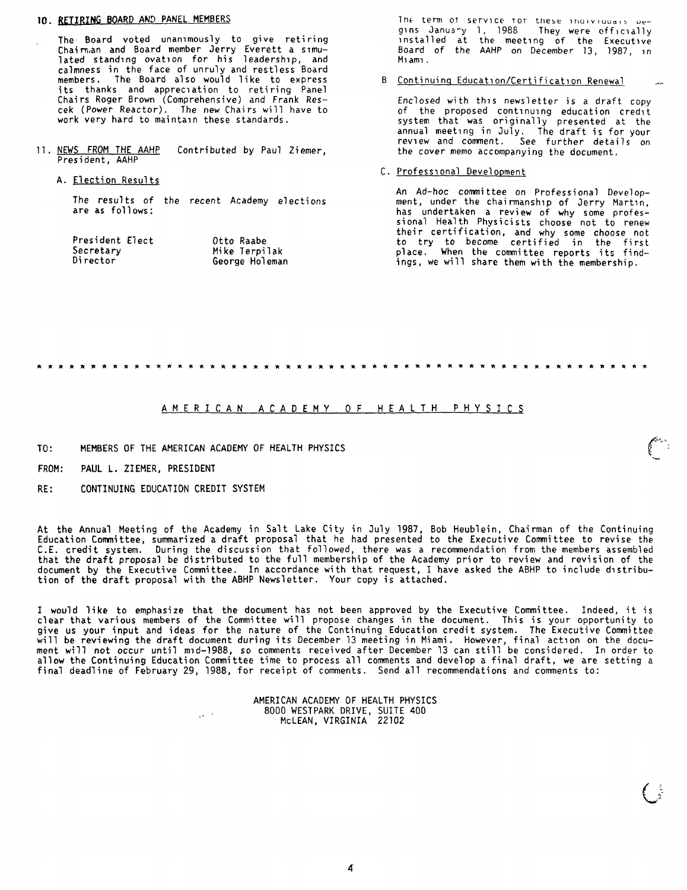## 10. RETIRING BOARD AND PANEL MEMBERS

The Board voted unanimously to give retiring Chairman and Board member Jerry Everett a simulated standing ovation for his leadership, and calmness in the face of unruly and restless Board members. The Board also would like to express its thanks and appreciation to retiring Panel Chairs Roger Brown (Comprehensive) and Frank Rescek (Power Reactor). The new Chairs will have to work very hard to maintain these standards.

## 11. NEWS FROM THE AAHP Contributed by Paul Ziemer, President, AAHP

### A. Election Results

The results of the recent Academy elections are as follows:

| | |
|---|---|
| President Elect | Otto Raabe |
| Secretary | Mike Terpilak |
| Director | George Holeman |

The term of service for these individuals begins January 1, 1988. They were officially installed at the meeting of the Executive Board of the AAHP on December 13, 1987, in Miami.

### B. Continuing Education/Certification Renewal

Enclosed with this newsletter is a draft copy of the proposed continuing education credit system that was originally presented at the annual meeting in July. The draft is for your review and comment. See further details on the cover memo accompanying the document.

### C. Professional Development

An Ad-hoc committee on Professional Development, under the chairmanship of Jerry Martin, has undertaken a review of why some professional Health Physicists choose not to renew their certification, and why some choose not to try to become certified in the first place. When the committee reports its findings, we will share them with the membership.

* * * * * * * * * * * * * * * * * * * * * * * * * * * * * * * * * * * * * * * * * * * * * * * * * * * * * *

## AMERICAN ACADEMY OF HEALTH PHYSICS

TO: MEMBERS OF THE AMERICAN ACADEMY OF HEALTH PHYSICS

FROM: PAUL L. ZIEMER, PRESIDENT

RE: CONTINUING EDUCATION CREDIT SYSTEM

At the Annual Meeting of the Academy in Salt Lake City in July 1987, Bob Heublein, Chairman of the Continuing Education Committee, summarized a draft proposal that he had presented to the Executive Committee to revise the C.E. credit system. During the discussion that followed, there was a recommendation from the members assembled that the draft proposal be distributed to the full membership of the Academy prior to review and revision of the document by the Executive Committee. In accordance with that request, I have asked the ABHP to include distribution of the draft proposal with the ABHP Newsletter. Your copy is attached.

I would like to emphasize that the document has not been approved by the Executive Committee. Indeed, it is clear that various members of the Committee will propose changes in the document. This is your opportunity to give us your input and ideas for the nature of the Continuing Education credit system. The Executive Committee will be reviewing the draft document during its December 13 meeting in Miami. However, final action on the document will not occur until mid-1988, so comments received after December 13 can still be considered. In order to allow the Continuing Education Committee time to process all comments and develop a final draft, we are setting a final deadline of February 29, 1988, for receipt of comments. Send all recommendations and comments to:

AMERICAN ACADEMY OF HEALTH PHYSICS
8000 WESTPARK DRIVE, SUITE 400
McLEAN, VIRGINIA 22102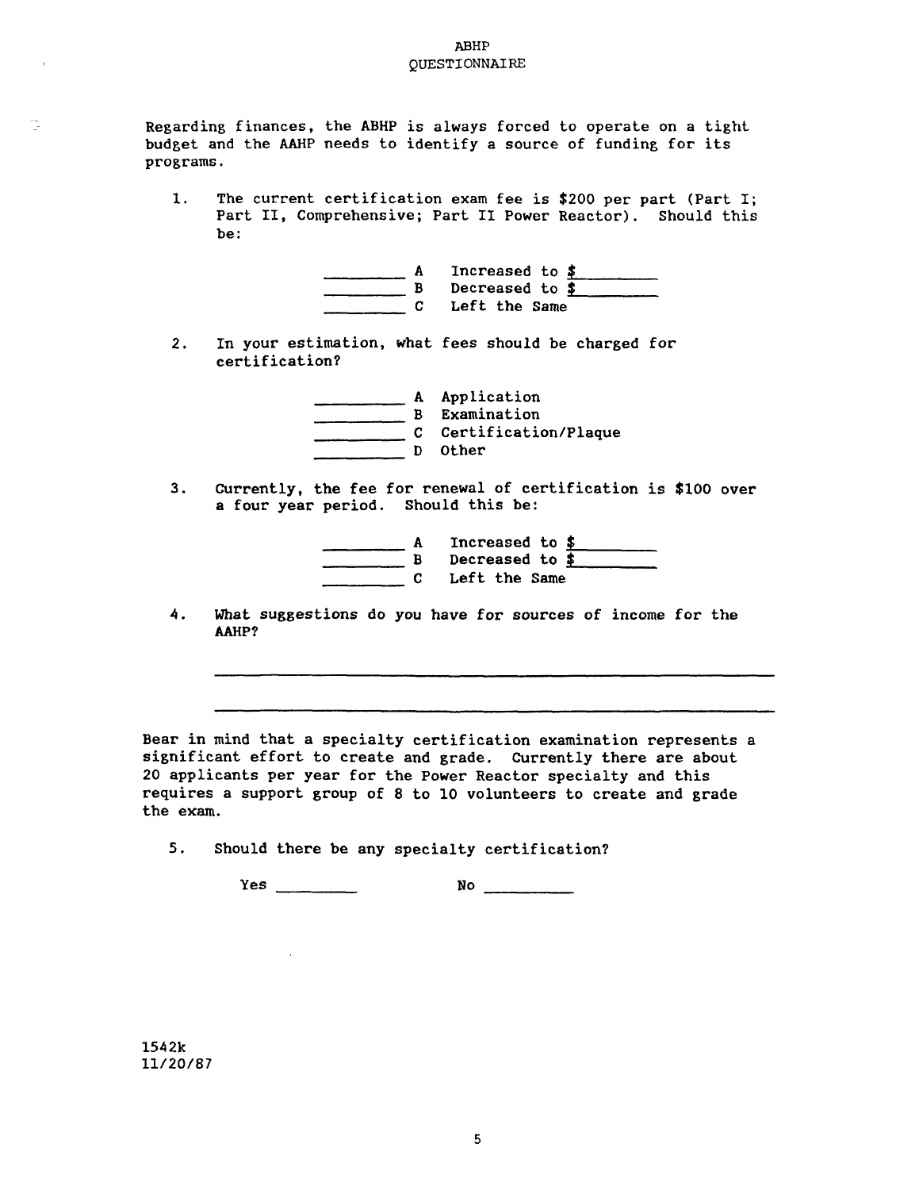ABHP
QUESTIONNAIRE

Regarding finances, the ABHP is always forced to operate on a tight budget and the AAHP needs to identify a source of funding for its programs.

1. The current certification exam fee is $200 per part (Part I; Part II, Comprehensive; Part II Power Reactor). Should this be:

   ________ A Increased to $________
   ________ B Decreased to $________
   ________ C Left the Same

2. In your estimation, what fees should be charged for certification?

   ________ A Application
   ________ B Examination
   ________ C Certification/Plaque
   ________ D Other

3. Currently, the fee for renewal of certification is $100 over a four year period. Should this be:

   ________ A Increased to $________
   ________ B Decreased to $________
   ________ C Left the Same

4. What suggestions do you have for sources of income for the AAHP?

   ______________________________________________________________

   ______________________________________________________________

Bear in mind that a specialty certification examination represents a significant effort to create and grade. Currently there are about 20 applicants per year for the Power Reactor specialty and this requires a support group of 8 to 10 volunteers to create and grade the exam.

5. Should there be any specialty certification?

   Yes ________ No ________

1542k
11/20/87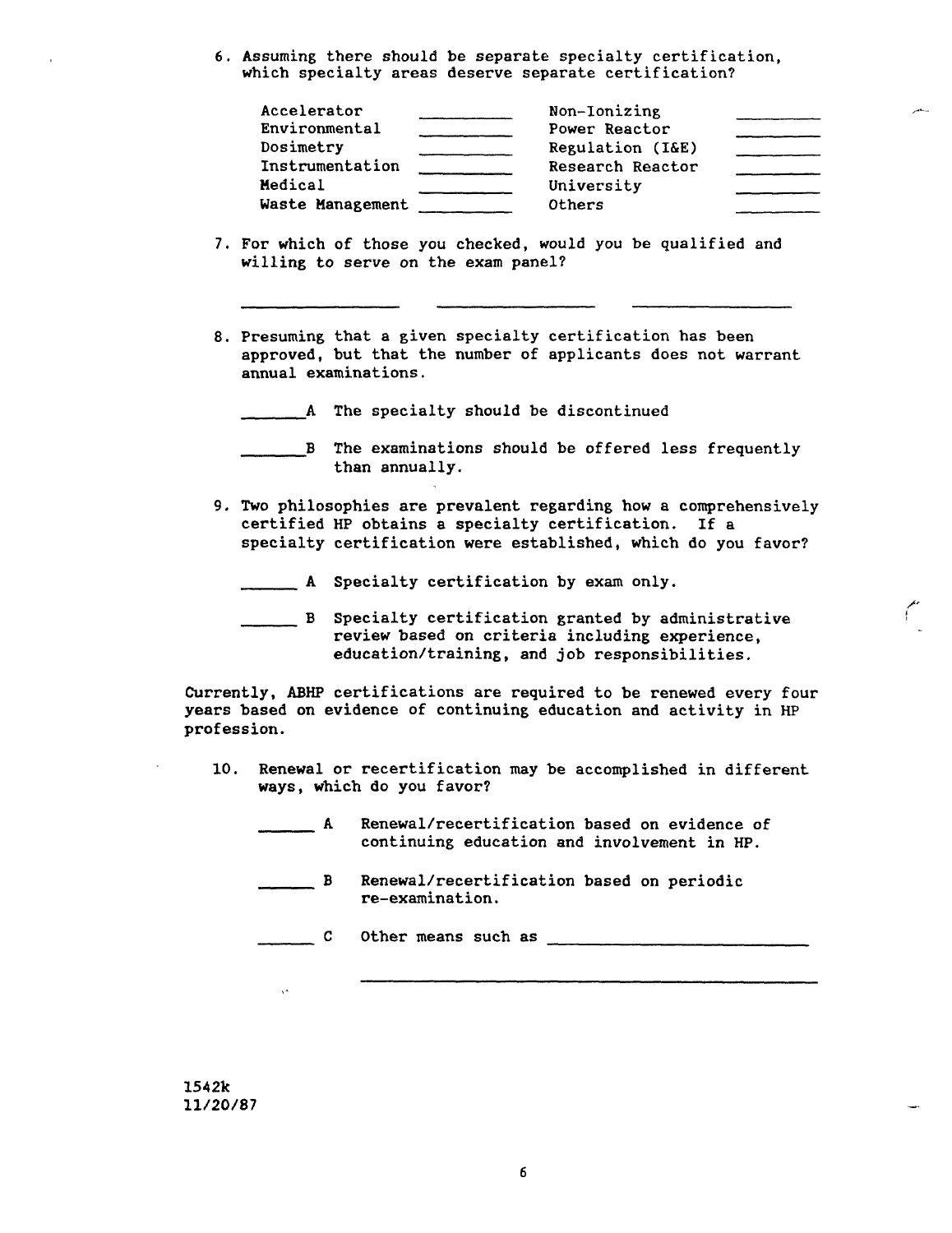6. Assuming there should be separate specialty certification, which specialty areas deserve separate certification?

| | | | |
|---|---|---|---|
| Accelerator | ________ | Non-Ionizing | ________ |
| Environmental | ________ | Power Reactor | ________ |
| Dosimetry | ________ | Regulation (I&E) | ________ |
| Instrumentation | ________ | Research Reactor | ________ |
| Medical | ________ | University | ________ |
| Waste Management | ________ | Others | ________ |

7. For which of those you checked, would you be qualified and willing to serve on the exam panel?

   ______________ ______________ ______________

8. Presuming that a given specialty certification has been approved, but that the number of applicants does not warrant annual examinations.

   ______A The specialty should be discontinued

   ______B The examinations should be offered less frequently than annually.

9. Two philosophies are prevalent regarding how a comprehensively certified HP obtains a specialty certification. If a specialty certification were established, which do you favor?

   ______ A Specialty certification by exam only.

   ______ B Specialty certification granted by administrative review based on criteria including experience, education/training, and job responsibilities.

Currently, ABHP certifications are required to be renewed every four years based on evidence of continuing education and activity in HP profession.

10. Renewal or recertification may be accomplished in different ways, which do you favor?

    ______ A Renewal/recertification based on evidence of continuing education and involvement in HP.

    ______ B Renewal/recertification based on periodic re-examination.

    ______ C Other means such as ______________________

    ________________________________________

1542k
11/20/87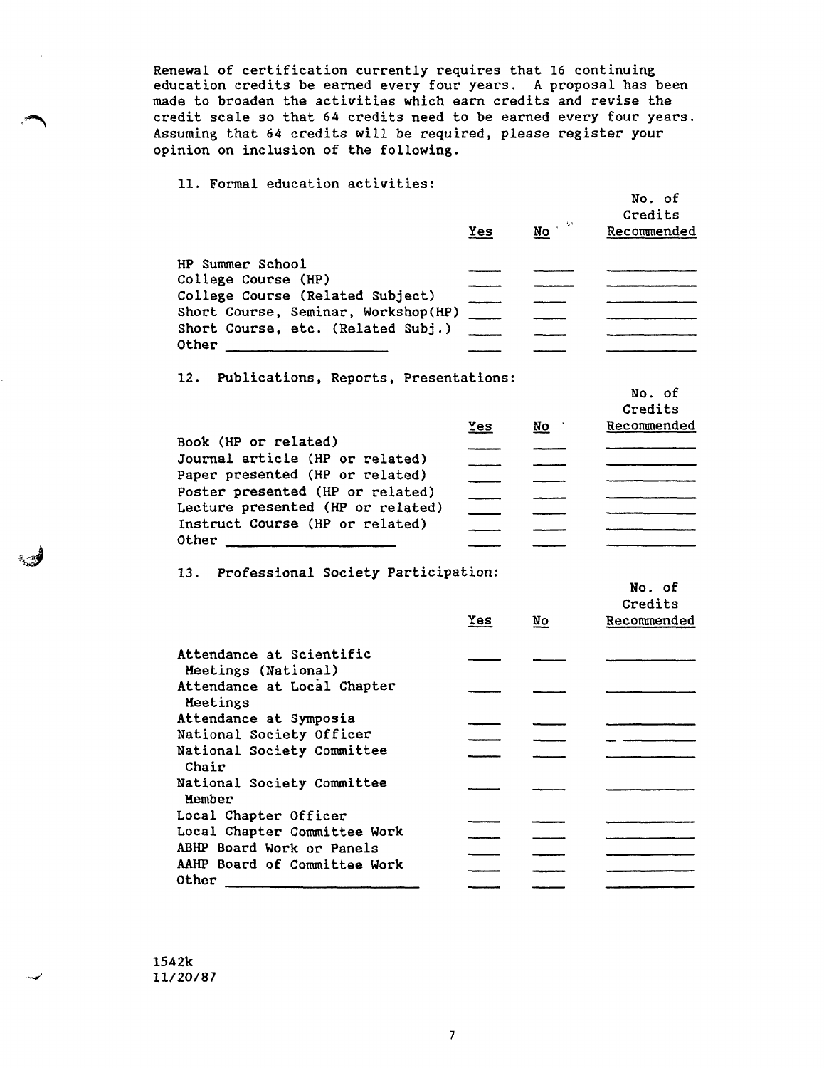Renewal of certification currently requires that 16 continuing education credits be earned every four years. A proposal has been made to broaden the activities which earn credits and revise the credit scale so that 64 credits need to be earned every four years. Assuming that 64 credits will be required, please register your opinion on inclusion of the following.

11. Formal education activities:

| | Yes | No | No. of Credits Recommended |
|---|---|---|---|
| HP Summer School | ____ | ____ | ________ |
| College Course (HP) | ____ | ____ | ________ |
| College Course (Related Subject) | ____ | ____ | ________ |
| Short Course, Seminar, Workshop(HP) | ____ | ____ | ________ |
| Short Course, etc. (Related Subj.) | ____ | ____ | ________ |
| Other ____________ | ____ | ____ | ________ |

12. Publications, Reports, Presentations:

| | Yes | No | No. of Credits Recommended |
|---|---|---|---|
| Book (HP or related) | ____ | ____ | ________ |
| Journal article (HP or related) | ____ | ____ | ________ |
| Paper presented (HP or related) | ____ | ____ | ________ |
| Poster presented (HP or related) | ____ | ____ | ________ |
| Lecture presented (HP or related) | ____ | ____ | ________ |
| Instruct Course (HP or related) | ____ | ____ | ________ |
| Other ____________ | ____ | ____ | ________ |

13. Professional Society Participation:

| | Yes | No | No. of Credits Recommended |
|---|---|---|---|
| Attendance at Scientific Meetings (National) | ____ | ____ | ________ |
| Attendance at Local Chapter Meetings | ____ | ____ | ________ |
| Attendance at Symposia | ____ | ____ | ________ |
| National Society Officer | ____ | ____ | ________ |
| National Society Committee Chair | ____ | ____ | ________ |
| National Society Committee Member | ____ | ____ | ________ |
| Local Chapter Officer | ____ | ____ | ________ |
| Local Chapter Committee Work | ____ | ____ | ________ |
| ABHP Board Work or Panels | ____ | ____ | ________ |
| AAHP Board of Committee Work | ____ | ____ | ________ |
| Other ____________ | ____ | ____ | ________ |

1542k
11/20/87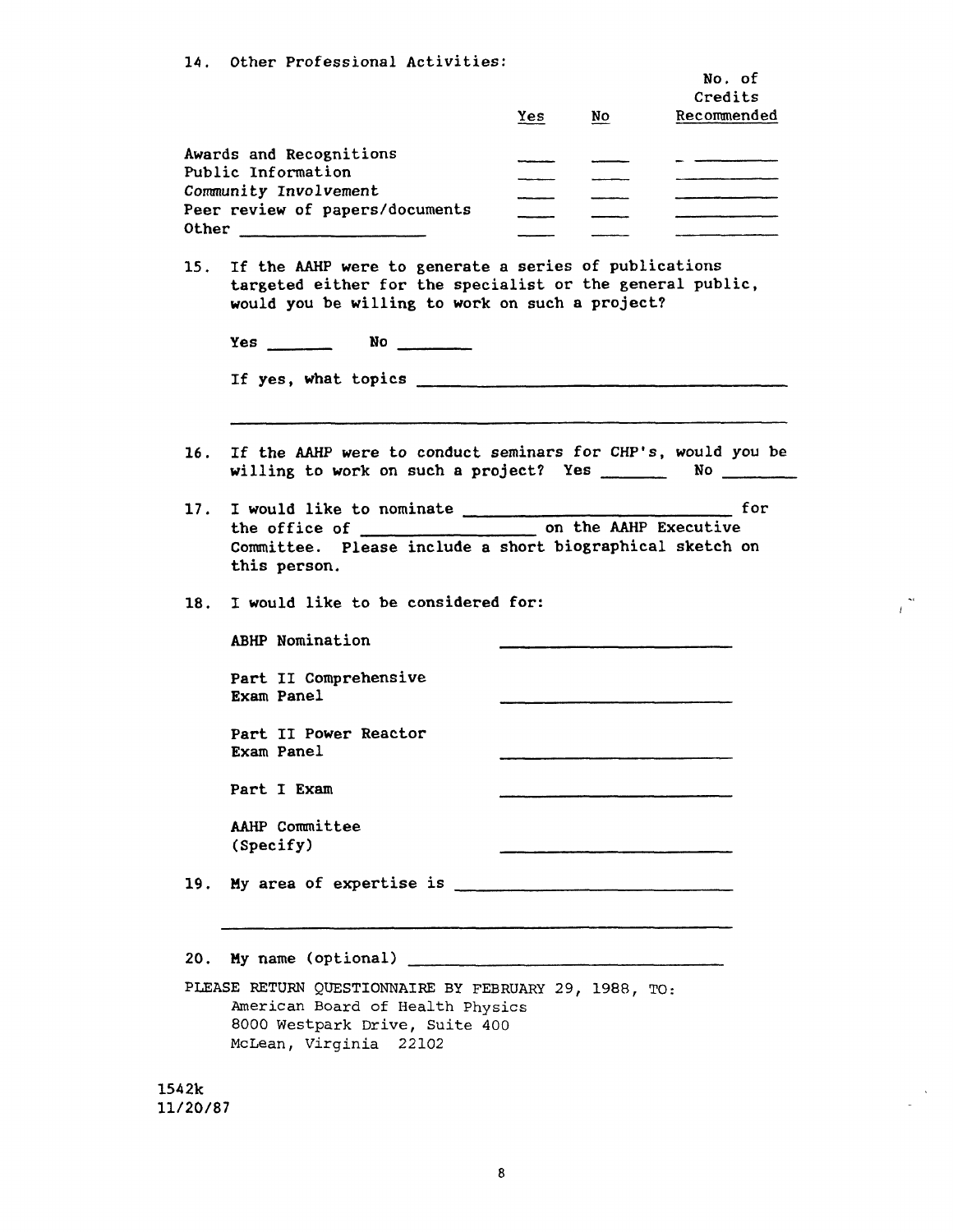14. Other Professional Activities:

| | Yes | No | No. of Credits Recommended |
|---|---|---|---|
| Awards and Recognitions | ____ | ____ | ________ |
| Public Information | ____ | ____ | ________ |
| Community Involvement | ____ | ____ | ________ |
| Peer review of papers/documents | ____ | ____ | ________ |
| Other ________________ | ____ | ____ | ________ |

15. If the AAHP were to generate a series of publications targeted either for the specialist or the general public, would you be willing to work on such a project?

    Yes ______ No ______

    If yes, what topics ________________________________

    ____________________________________________________

16. If the AAHP were to conduct seminars for CHP's, would you be willing to work on such a project? Yes ______ No ______

17. I would like to nominate ________________________ for the office of ________________ on the AAHP Executive Committee. Please include a short biographical sketch on this person.

18. I would like to be considered for:

    ABHP Nomination ____________________

    Part II Comprehensive Exam Panel ____________________

    Part II Power Reactor Exam Panel ____________________

    Part I Exam ____________________

    AAHP Committee (Specify) ____________________

19. My area of expertise is ________________________

    ____________________________________________________

20. My name (optional) ____________________________

PLEASE RETURN QUESTIONNAIRE BY FEBRUARY 29, 1988, TO:
American Board of Health Physics
8000 Westpark Drive, Suite 400
McLean, Virginia 22102

1542k
11/20/87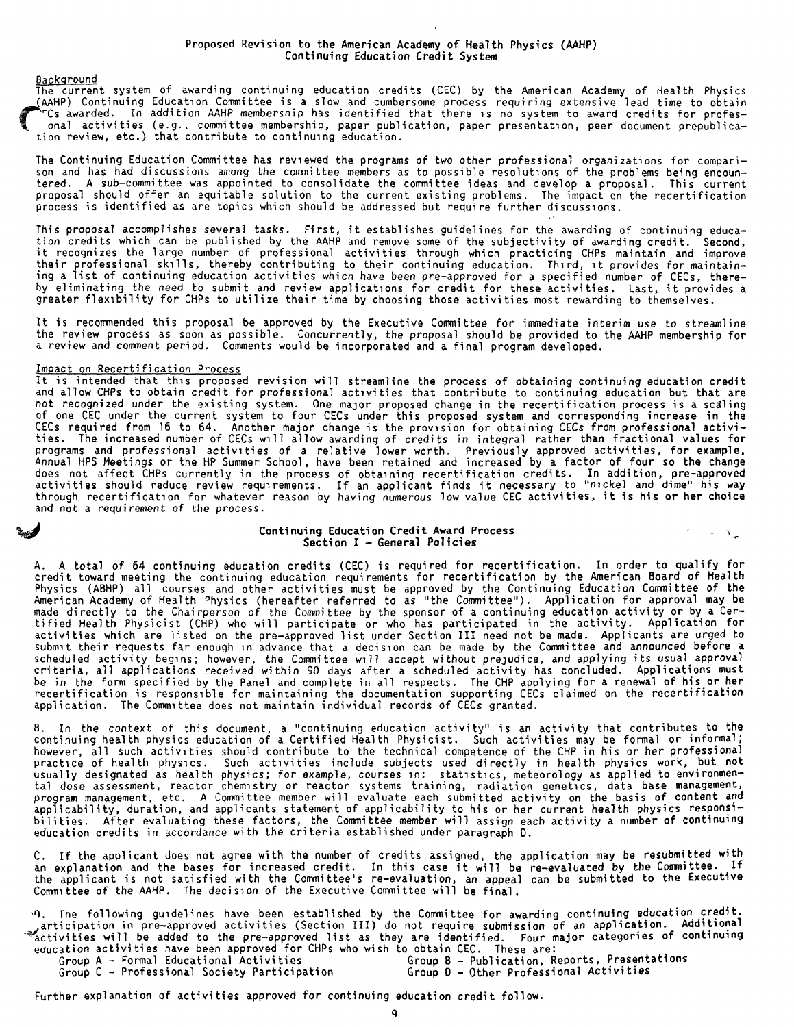# Proposed Revision to the American Academy of Health Physics (AAHP) Continuing Education Credit System

## Background

The current system of awarding continuing education credits (CEC) by the American Academy of Health Physics (AAHP) Continuing Education Committee is a slow and cumbersome process requiring extensive lead time to obtain CECs awarded. In addition AAHP membership has identified that there is no system to award credits for professional activities (e.g., committee membership, paper publication, paper presentation, peer document prepublication review, etc.) that contribute to continuing education.

The Continuing Education Committee has reviewed the programs of two other professional organizations for comparison and has had discussions among the committee members as to possible resolutions of the problems being encountered. A sub-committee was appointed to consolidate the committee ideas and develop a proposal. This current proposal should offer an equitable solution to the current existing problems. The impact on the recertification process is identified as are topics which should be addressed but require further discussions.

This proposal accomplishes several tasks. First, it establishes guidelines for the awarding of continuing education credits which can be published by the AAHP and remove some of the subjectivity of awarding credit. Second, it recognizes the large number of professional activities through which practicing CHPs maintain and improve their professional skills, thereby contributing to their continuing education. Third, it provides for maintaining a list of continuing education activities which have been pre-approved for a specified number of CECs, thereby eliminating the need to submit and review applications for credit for these activities. Last, it provides a greater flexibility for CHPs to utilize their time by choosing those activities most rewarding to themselves.

It is recommended this proposal be approved by the Executive Committee for immediate interim use to streamline the review process as soon as possible. Concurrently, the proposal should be provided to the AAHP membership for a review and comment period. Comments would be incorporated and a final program developed.

## Impact on Recertification Process

It is intended that this proposed revision will streamline the process of obtaining continuing education credit and allow CHPs to obtain credit for professional activities that contribute to continuing education but that are not recognized under the existing system. One major proposed change in the recertification process is a scaling of one CEC under the current system to four CECs under this proposed system and corresponding increase in the CECs required from 16 to 64. Another major change is the provision for obtaining CECs from professional activities. The increased number of CECs will allow awarding of credits in integral rather than fractional values for programs and professional activities of a relative lower worth. Previously approved activities, for example, Annual HPS Meetings or the HP Summer School, have been retained and increased by a factor of four so the change does not affect CHPs currently in the process of obtaining recertification credits. In addition, pre-approved activities should reduce review requirements. If an applicant finds it necessary to "nickel and dime" his way through recertification for whatever reason by having numerous low value CEC activities, it is his or her choice and not a requirement of the process.

## Continuing Education Credit Award Process
### Section I - General Policies

A. A total of 64 continuing education credits (CEC) is required for recertification. In order to qualify for credit toward meeting the continuing education requirements for recertification by the American Board of Health Physics (ABHP) all courses and other activities must be approved by the Continuing Education Committee of the American Academy of Health Physics (hereafter referred to as "the Committee"). Application for approval may be made directly to the Chairperson of the Committee by the sponsor of a continuing education activity or by a Certified Health Physicist (CHP) who will participate or who has participated in the activity. Application for activities which are listed on the pre-approved list under Section III need not be made. Applicants are urged to submit their requests far enough in advance that a decision can be made by the Committee and announced before a scheduled activity begins; however, the Committee will accept without prejudice, and applying its usual approval criteria, all applications received within 90 days after a scheduled activity has concluded. Applications must be in the form specified by the Panel and complete in all respects. The CHP applying for a renewal of his or her recertification is responsible for maintaining the documentation supporting CECs claimed on the recertification application. The Committee does not maintain individual records of CECs granted.

B. In the context of this document, a "continuing education activity" is an activity that contributes to the continuing health physics education of a Certified Health Physicist. Such activities may be formal or informal; however, all such activities should contribute to the technical competence of the CHP in his or her professional practice of health physics. Such activities include subjects used directly in health physics work, but not usually designated as health physics; for example, courses in: statistics, meteorology as applied to environmental dose assessment, reactor chemistry or reactor systems training, radiation genetics, data base management, program management, etc. A Committee member will evaluate each submitted activity on the basis of content and applicability, duration, and applicants statement of applicability to his or her current health physics responsibilities. After evaluating these factors, the Committee member will assign each activity a number of continuing education credits in accordance with the criteria established under paragraph D.

C. If the applicant does not agree with the number of credits assigned, the application may be resubmitted with an explanation and the bases for increased credit. In this case it will be re-evaluated by the Committee. If the applicant is not satisfied with the Committee's re-evaluation, an appeal can be submitted to the Executive Committee of the AAHP. The decision of the Executive Committee will be final.

D. The following guidelines have been established by the Committee for awarding continuing education credit. Participation in pre-approved activities (Section III) do not require submission of an application. Additional activities will be added to the pre-approved list as they are identified. Four major categories of continuing education activities have been approved for CHPs who wish to obtain CEC. These are:

- Group A - Formal Educational Activities
- Group B - Publication, Reports, Presentations
- Group C - Professional Society Participation
- Group D - Other Professional Activities

Further explanation of activities approved for continuing education credit follow.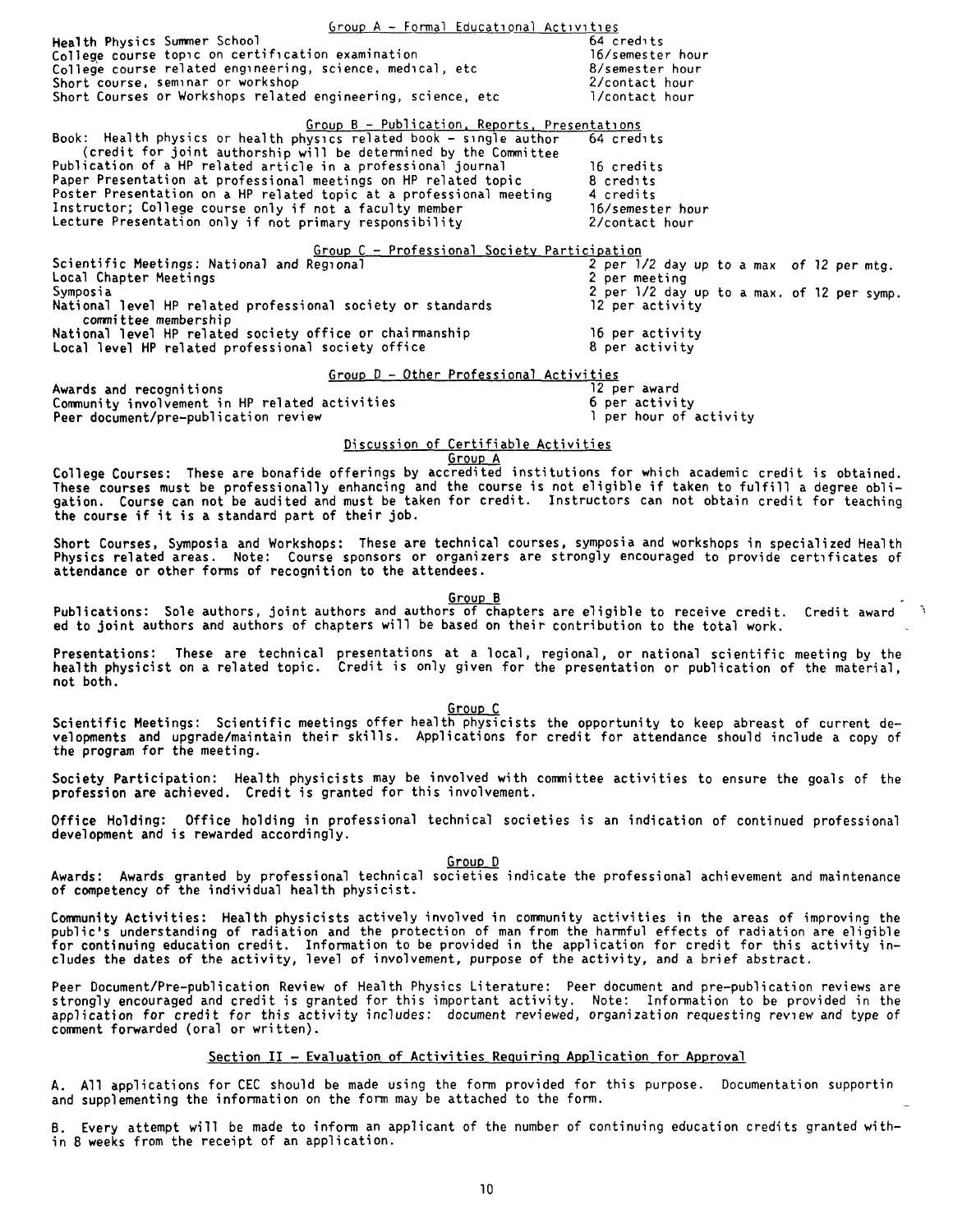### Group A - Formal Educational Activities

| Activity | Credits |
|---|---|
| Health Physics Summer School | 64 credits |
| College course topic on certification examination | 16/semester hour |
| College course related engineering, science, medical, etc | 8/semester hour |
| Short course, seminar or workshop | 2/contact hour |
| Short Courses or Workshops related engineering, science, etc | 1/contact hour |

### Group B - Publication, Reports, Presentations

| Activity | Credits |
|---|---|
| Book: Health physics or health physics related book - single author (credit for joint authorship will be determined by the Committee | 64 credits |
| Publication of a HP related article in a professional journal | 16 credits |
| Paper Presentation at professional meetings on HP related topic | 8 credits |
| Poster Presentation on a HP related topic at a professional meeting | 4 credits |
| Instructor; College course only if not a faculty member | 16/semester hour |
| Lecture Presentation only if not primary responsibility | 2/contact hour |

### Group C - Professional Society Participation

| Activity | Credits |
|---|---|
| Scientific Meetings: National and Regional | 2 per 1/2 day up to a max of 12 per mtg. |
| Local Chapter Meetings | 2 per meeting |
| Symposia | 2 per 1/2 day up to a max. of 12 per symp. |
| National level HP related professional society or standards committee membership | 12 per activity |
| National level HP related society office or chairmanship | 16 per activity |
| Local level HP related professional society office | 8 per activity |

### Group D - Other Professional Activities

| Activity | Credits |
|---|---|
| Awards and recognitions | 12 per award |
| Community involvement in HP related activities | 6 per activity |
| Peer document/pre-publication review | 1 per hour of activity |

## Discussion of Certifiable Activities

### Group A

College Courses: These are bonafide offerings by accredited institutions for which academic credit is obtained. These courses must be professionally enhancing and the course is not eligible if taken to fulfill a degree obligation. Course can not be audited and must be taken for credit. Instructors can not obtain credit for teaching the course if it is a standard part of their job.

Short Courses, Symposia and Workshops: These are technical courses, symposia and workshops in specialized Health Physics related areas. Note: Course sponsors or organizers are strongly encouraged to provide certificates of attendance or other forms of recognition to the attendees.

### Group B

Publications: Sole authors, joint authors and authors of chapters are eligible to receive credit. Credit awarded to joint authors and authors of chapters will be based on their contribution to the total work.

Presentations: These are technical presentations at a local, regional, or national scientific meeting by the health physicist on a related topic. Credit is only given for the presentation or publication of the material, not both.

### Group C

Scientific Meetings: Scientific meetings offer health physicists the opportunity to keep abreast of current developments and upgrade/maintain their skills. Applications for credit for attendance should include a copy of the program for the meeting.

Society Participation: Health physicists may be involved with committee activities to ensure the goals of the profession are achieved. Credit is granted for this involvement.

Office Holding: Office holding in professional technical societies is an indication of continued professional development and is rewarded accordingly.

### Group D

Awards: Awards granted by professional technical societies indicate the professional achievement and maintenance of competency of the individual health physicist.

Community Activities: Health physicists actively involved in community activities in the areas of improving the public's understanding of radiation and the protection of man from the harmful effects of radiation are eligible for continuing education credit. Information to be provided in the application for credit for this activity includes the dates of the activity, level of involvement, purpose of the activity, and a brief abstract.

Peer Document/Pre-publication Review of Health Physics Literature: Peer document and pre-publication reviews are strongly encouraged and credit is granted for this important activity. Note: Information to be provided in the application for credit for this activity includes: document reviewed, organization requesting review and type of comment forwarded (oral or written).

## Section II - Evaluation of Activities Requiring Application for Approval

A. All applications for CEC should be made using the form provided for this purpose. Documentation supportin and supplementing the information on the form may be attached to the form.

B. Every attempt will be made to inform an applicant of the number of continuing education credits granted within 8 weeks from the receipt of an application.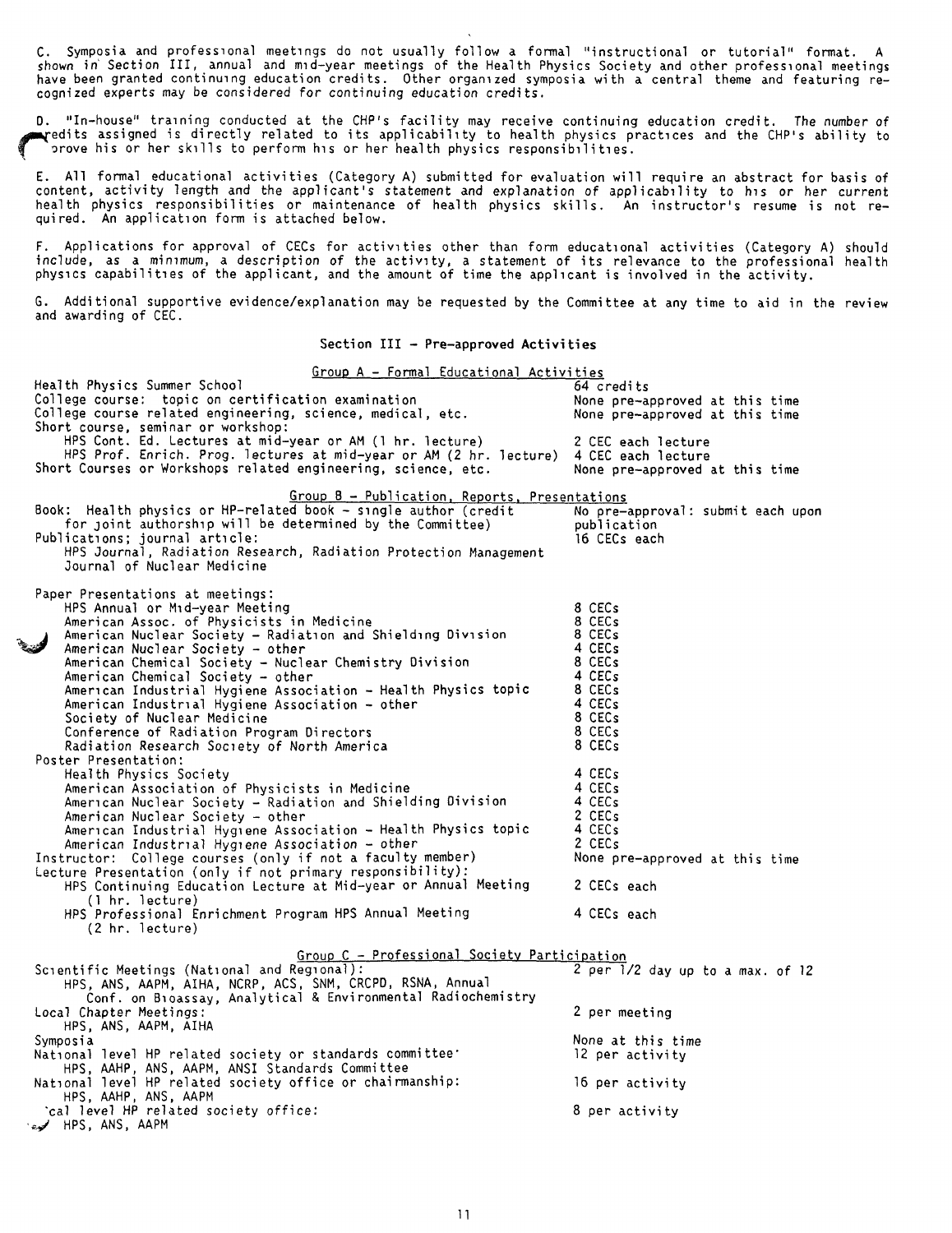C. Symposia and professional meetings do not usually follow a formal "instructional or tutorial" format. A shown in Section III, annual and mid-year meetings of the Health Physics Society and other professional meetings have been granted continuing education credits. Other organized symposia with a central theme and featuring recognized experts may be considered for continuing education credits.

D. "In-house" training conducted at the CHP's facility may receive continuing education credit. The number of credits assigned is directly related to its applicability to health physics practices and the CHP's ability to prove his or her skills to perform his or her health physics responsibilities.

E. All formal educational activities (Category A) submitted for evaluation will require an abstract for basis of content, activity length and the applicant's statement and explanation of applicability to his or her current health physics responsibilities or maintenance of health physics skills. An instructor's resume is not required. An application form is attached below.

F. Applications for approval of CECs for activities other than form educational activities (Category A) should include, as a minimum, a description of the activity, a statement of its relevance to the professional health physics capabilities of the applicant, and the amount of time the applicant is involved in the activity.

G. Additional supportive evidence/explanation may be requested by the Committee at any time to aid in the review and awarding of CEC.

## Section III - Pre-approved Activities

### Group A - Formal Educational Activities

| Activity | Credit |
|---|---|
| Health Physics Summer School | 64 credits |
| College course: topic on certification examination | None pre-approved at this time |
| College course related engineering, science, medical, etc. | None pre-approved at this time |
| Short course, seminar or workshop: | |
| HPS Cont. Ed. Lectures at mid-year or AM (1 hr. lecture) | 2 CEC each lecture |
| HPS Prof. Enrich. Prog. lectures at mid-year or AM (2 hr. lecture) | 4 CEC each lecture |
| Short Courses or Workshops related engineering, science, etc. | None pre-approved at this time |

### Group B - Publication, Reports, Presentations

| Activity | Credit |
|---|---|
| Book: Health physics or HP-related book - single author (credit for joint authorship will be determined by the Committee) | No pre-approval: submit each upon publication |
| Publications; journal article: HPS Journal, Radiation Research, Radiation Protection Management Journal of Nuclear Medicine | 16 CECs each |
| Paper Presentations at meetings: | |
| HPS Annual or Mid-year Meeting | 8 CECs |
| American Assoc. of Physicists in Medicine | 8 CECs |
| American Nuclear Society - Radiation and Shielding Division | 8 CECs |
| American Nuclear Society - other | 4 CECs |
| American Chemical Society - Nuclear Chemistry Division | 8 CECs |
| American Chemical Society - other | 4 CECs |
| American Industrial Hygiene Association - Health Physics topic | 8 CECs |
| American Industrial Hygiene Association - other | 4 CECs |
| Society of Nuclear Medicine | 8 CECs |
| Conference of Radiation Program Directors | 8 CECs |
| Radiation Research Society of North America | 8 CECs |
| Poster Presentation: | |
| Health Physics Society | 4 CECs |
| American Association of Physicists in Medicine | 4 CECs |
| American Nuclear Society - Radiation and Shielding Division | 4 CECs |
| American Nuclear Society - other | 2 CECs |
| American Industrial Hygiene Association - Health Physics topic | 4 CECs |
| American Industrial Hygiene Association - other | 2 CECs |
| Instructor: College courses (only if not a faculty member) | None pre-approved at this time |
| Lecture Presentation (only if not primary responsibility): | |
| HPS Continuing Education Lecture at Mid-year or Annual Meeting (1 hr. lecture) | 2 CECs each |
| HPS Professional Enrichment Program HPS Annual Meeting (2 hr. lecture) | 4 CECs each |

### Group C - Professional Society Participation

| Activity | Credit |
|---|---|
| Scientific Meetings (National and Regional): HPS, ANS, AAPM, AIHA, NCRP, ACS, SNM, CRCPD, RSNA, Annual Conf. on Bioassay, Analytical & Environmental Radiochemistry | 2 per 1/2 day up to a max. of 12 |
| Local Chapter Meetings: HPS, ANS, AAPM, AIHA | 2 per meeting |
| Symposia | None at this time |
| National level HP related society or standards committee: HPS, AAHP, ANS, AAPM, ANSI Standards Committee | 12 per activity |
| National level HP related society office or chairmanship: HPS, AAHP, ANS, AAPM | 16 per activity |
| Local level HP related society office: HPS, ANS, AAPM | 8 per activity |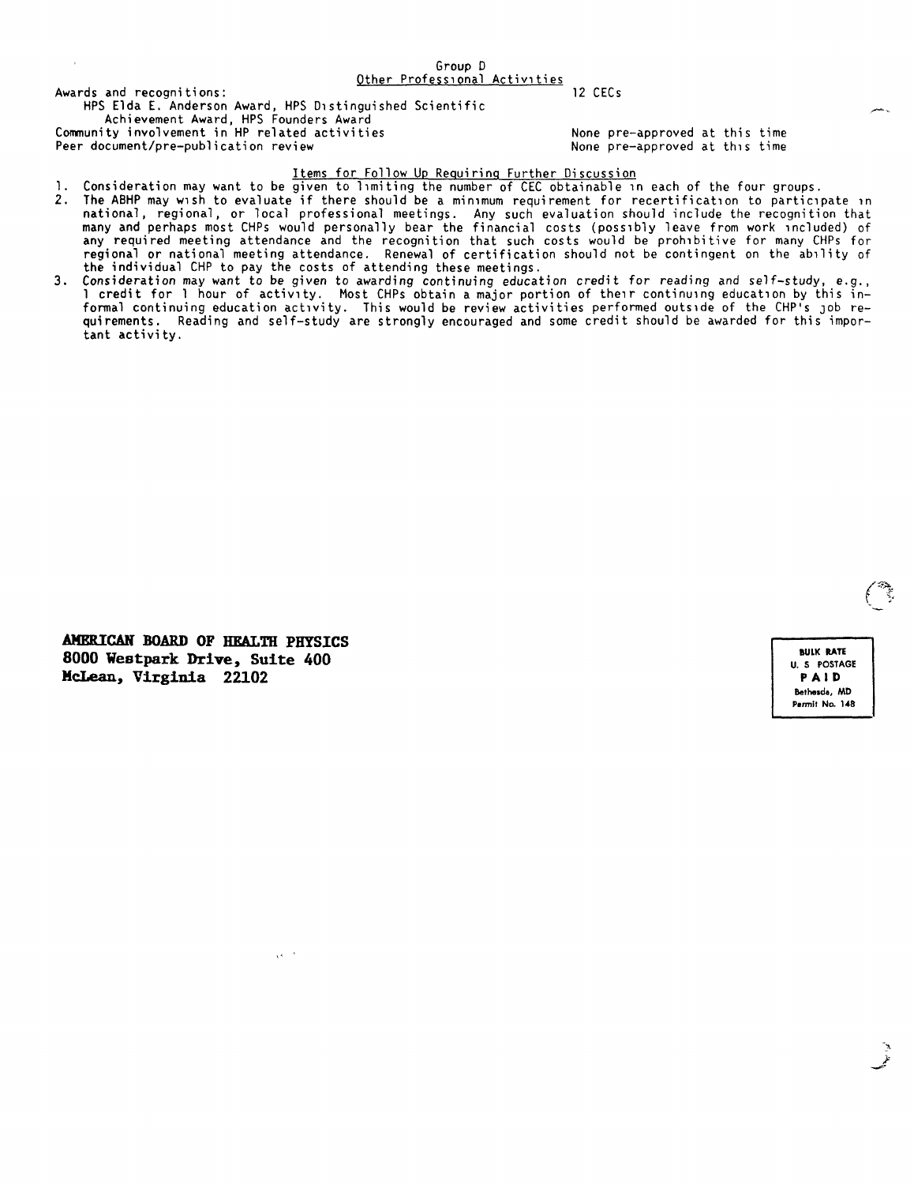## Group D
### Other Professional Activities

| | |
|---|---|
| Awards and recognitions: HPS Elda E. Anderson Award, HPS Distinguished Scientific Achievement Award, HPS Founders Award | 12 CECs |
| Community involvement in HP related activities | None pre-approved at this time |
| Peer document/pre-publication review | None pre-approved at this time |

### Items for Follow Up Requiring Further Discussion

1. Consideration may want to be given to limiting the number of CEC obtainable in each of the four groups.
2. The ABHP may wish to evaluate if there should be a minimum requirement for recertification to participate in national, regional, or local professional meetings. Any such evaluation should include the recognition that many and perhaps most CHPs would personally bear the financial costs (possibly leave from work included) of any required meeting attendance and the recognition that such costs would be prohibitive for many CHPs for regional or national meeting attendance. Renewal of certification should not be contingent on the ability of the individual CHP to pay the costs of attending these meetings.
3. Consideration may want to be given to awarding continuing education credit for reading and self-study, e.g., 1 credit for 1 hour of activity. Most CHPs obtain a major portion of their continuing education by this informal continuing education activity. This would be review activities performed outside of the CHP's job requirements. Reading and self-study are strongly encouraged and some credit should be awarded for this important activity.

**AMERICAN BOARD OF HEALTH PHYSICS**
**8000 Westpark Drive, Suite 400**
**McLean, Virginia 22102**

BULK RATE
U. S POSTAGE
PAID
Bethesda, MD
Permit No. 148